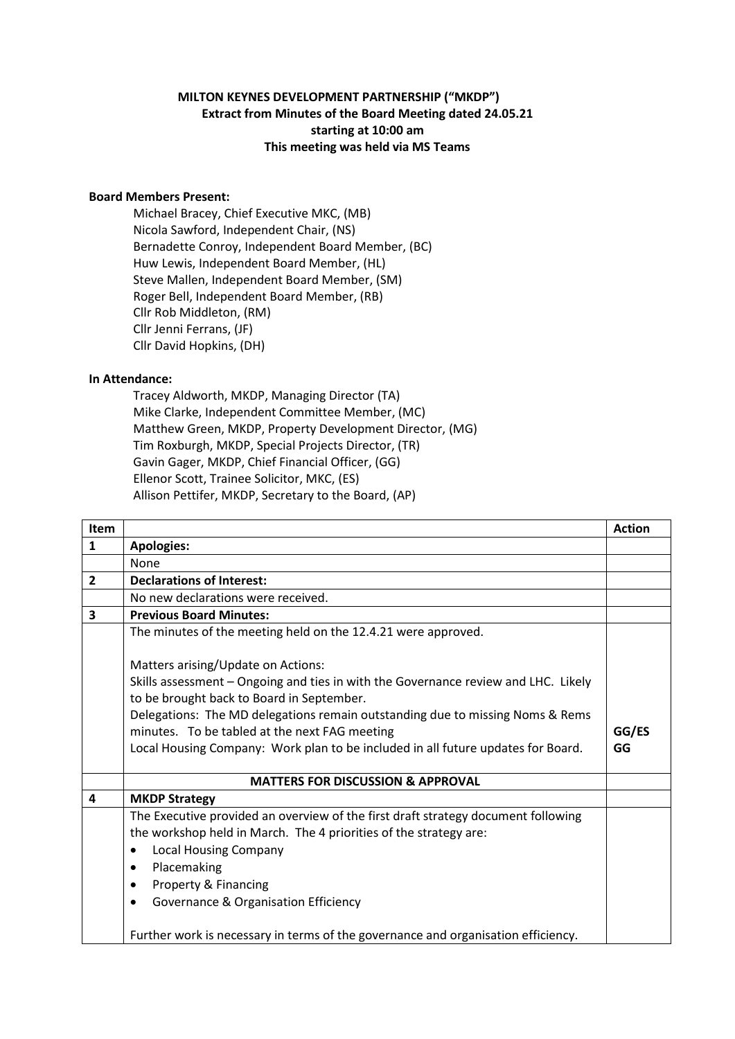**MILTON KEYNES DEVELOPMENT PARTNERSHIP ("MKDP")**
**Extract from Minutes of the Board Meeting dated 24.05.21**
**starting at 10:00 am**
**This meeting was held via MS Teams**

**Board Members Present:**

Michael Bracey, Chief Executive MKC, (MB)
Nicola Sawford, Independent Chair, (NS)
Bernadette Conroy, Independent Board Member, (BC)
Huw Lewis, Independent Board Member, (HL)
Steve Mallen, Independent Board Member, (SM)
Roger Bell, Independent Board Member, (RB)
Cllr Rob Middleton, (RM)
Cllr Jenni Ferrans, (JF)
Cllr David Hopkins, (DH)

**In Attendance:**

Tracey Aldworth, MKDP, Managing Director (TA)
Mike Clarke, Independent Committee Member, (MC)
Matthew Green, MKDP, Property Development Director, (MG)
Tim Roxburgh, MKDP, Special Projects Director, (TR)
Gavin Gager, MKDP, Chief Financial Officer, (GG)
Ellenor Scott, Trainee Solicitor, MKC, (ES)
Allison Pettifer, MKDP, Secretary to the Board, (AP)

| Item | | Action |
|---|---|---|
| **1** | **Apologies:** | |
| | None | |
| **2** | **Declarations of Interest:** | |
| | No new declarations were received. | |
| **3** | **Previous Board Minutes:** | |
| | The minutes of the meeting held on the 12.4.21 were approved.<br><br>Matters arising/Update on Actions:<br>Skills assessment – Ongoing and ties in with the Governance review and LHC. Likely to be brought back to Board in September.<br>Delegations: The MD delegations remain outstanding due to missing Noms & Rems minutes. To be tabled at the next FAG meeting<br>Local Housing Company: Work plan to be included in all future updates for Board. | GG/ES<br>GG |
| | **MATTERS FOR DISCUSSION & APPROVAL** | |
| **4** | **MKDP Strategy** | |
| | The Executive provided an overview of the first draft strategy document following the workshop held in March. The 4 priorities of the strategy are:<br>• Local Housing Company<br>• Placemaking<br>• Property & Financing<br>• Governance & Organisation Efficiency<br><br>Further work is necessary in terms of the governance and organisation efficiency. | |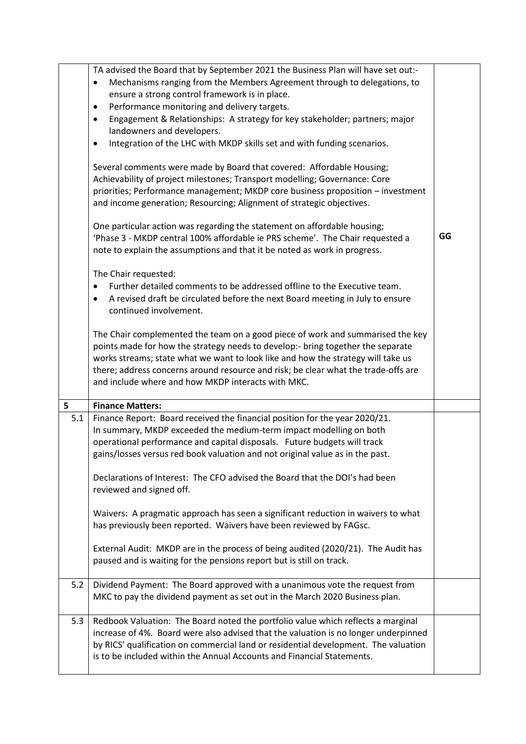| | | |
|---|---|---|
| | TA advised the Board that by September 2021 the Business Plan will have set out:-<br>• Mechanisms ranging from the Members Agreement through to delegations, to ensure a strong control framework is in place.<br>• Performance monitoring and delivery targets.<br>• Engagement & Relationships: A strategy for key stakeholder; partners; major landowners and developers.<br>• Integration of the LHC with MKDP skills set and with funding scenarios.<br><br>Several comments were made by Board that covered: Affordable Housing; Achievability of project milestones; Transport modelling; Governance: Core priorities; Performance management; MKDP core business proposition – investment and income generation; Resourcing; Alignment of strategic objectives.<br><br>One particular action was regarding the statement on affordable housing; 'Phase 3 - MKDP central 100% affordable ie PRS scheme'. The Chair requested a note to explain the assumptions and that it be noted as work in progress.<br><br>The Chair requested:<br>• Further detailed comments to be addressed offline to the Executive team.<br>• A revised draft be circulated before the next Board meeting in July to ensure continued involvement.<br><br>The Chair complemented the team on a good piece of work and summarised the key points made for how the strategy needs to develop:- bring together the separate works streams; state what we want to look like and how the strategy will take us there; address concerns around resource and risk; be clear what the trade-offs are and include where and how MKDP interacts with MKC. | GG |
| **5** | **Finance Matters:** | |
| 5.1 | Finance Report: Board received the financial position for the year 2020/21. In summary, MKDP exceeded the medium-term impact modelling on both operational performance and capital disposals. Future budgets will track gains/losses versus red book valuation and not original value as in the past.<br><br>Declarations of Interest: The CFO advised the Board that the DOI's had been reviewed and signed off.<br><br>Waivers: A pragmatic approach has seen a significant reduction in waivers to what has previously been reported. Waivers have been reviewed by FAGsc.<br><br>External Audit: MKDP are in the process of being audited (2020/21). The Audit has paused and is waiting for the pensions report but is still on track. | |
| 5.2 | Dividend Payment: The Board approved with a unanimous vote the request from MKC to pay the dividend payment as set out in the March 2020 Business plan. | |
| 5.3 | Redbook Valuation: The Board noted the portfolio value which reflects a marginal increase of 4%. Board were also advised that the valuation is no longer underpinned by RICS' qualification on commercial land or residential development. The valuation is to be included within the Annual Accounts and Financial Statements. | |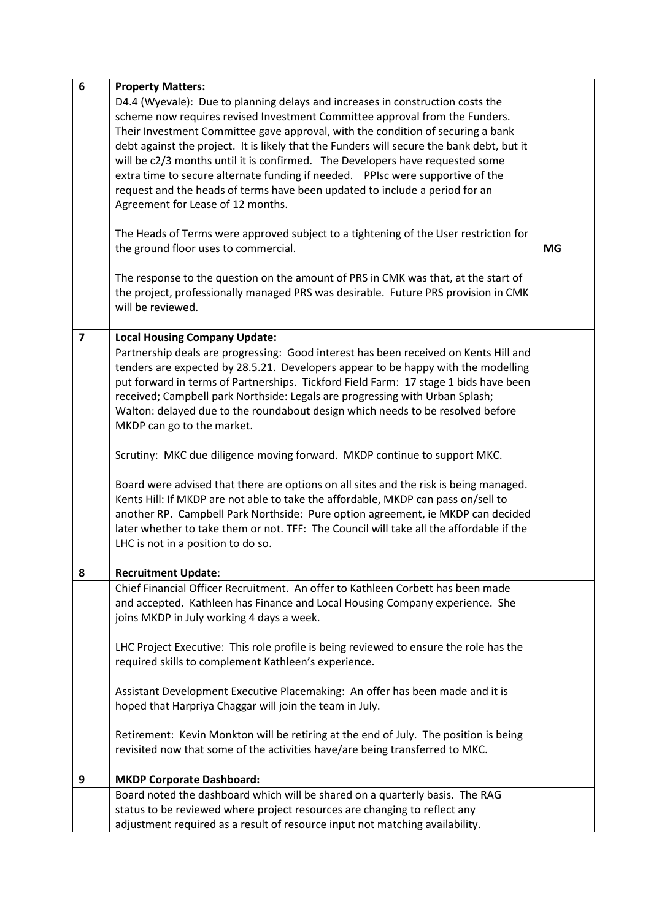| 6 | **Property Matters:** | |
|---|---|---|
| | D4.4 (Wyevale): Due to planning delays and increases in construction costs the scheme now requires revised Investment Committee approval from the Funders. Their Investment Committee gave approval, with the condition of securing a bank debt against the project. It is likely that the Funders will secure the bank debt, but it will be c2/3 months until it is confirmed. The Developers have requested some extra time to secure alternate funding if needed. PPlsc were supportive of the request and the heads of terms have been updated to include a period for an Agreement for Lease of 12 months.<br><br>The Heads of Terms were approved subject to a tightening of the User restriction for the ground floor uses to commercial.<br><br>The response to the question on the amount of PRS in CMK was that, at the start of the project, professionally managed PRS was desirable. Future PRS provision in CMK will be reviewed. | **MG** |
| **7** | **Local Housing Company Update:** | |
| | Partnership deals are progressing: Good interest has been received on Kents Hill and tenders are expected by 28.5.21. Developers appear to be happy with the modelling put forward in terms of Partnerships. Tickford Field Farm: 17 stage 1 bids have been received; Campbell park Northside: Legals are progressing with Urban Splash; Walton: delayed due to the roundabout design which needs to be resolved before MKDP can go to the market.<br><br>Scrutiny: MKC due diligence moving forward. MKDP continue to support MKC.<br><br>Board were advised that there are options on all sites and the risk is being managed. Kents Hill: If MKDP are not able to take the affordable, MKDP can pass on/sell to another RP. Campbell Park Northside: Pure option agreement, ie MKDP can decided later whether to take them or not. TFF: The Council will take all the affordable if the LHC is not in a position to do so. | |
| **8** | **Recruitment Update**: | |
| | Chief Financial Officer Recruitment. An offer to Kathleen Corbett has been made and accepted. Kathleen has Finance and Local Housing Company experience. She joins MKDP in July working 4 days a week.<br><br>LHC Project Executive: This role profile is being reviewed to ensure the role has the required skills to complement Kathleen's experience.<br><br>Assistant Development Executive Placemaking: An offer has been made and it is hoped that Harpriya Chaggar will join the team in July.<br><br>Retirement: Kevin Monkton will be retiring at the end of July. The position is being revisited now that some of the activities have/are being transferred to MKC. | |
| **9** | **MKDP Corporate Dashboard:** | |
| | Board noted the dashboard which will be shared on a quarterly basis. The RAG status to be reviewed where project resources are changing to reflect any adjustment required as a result of resource input not matching availability. | |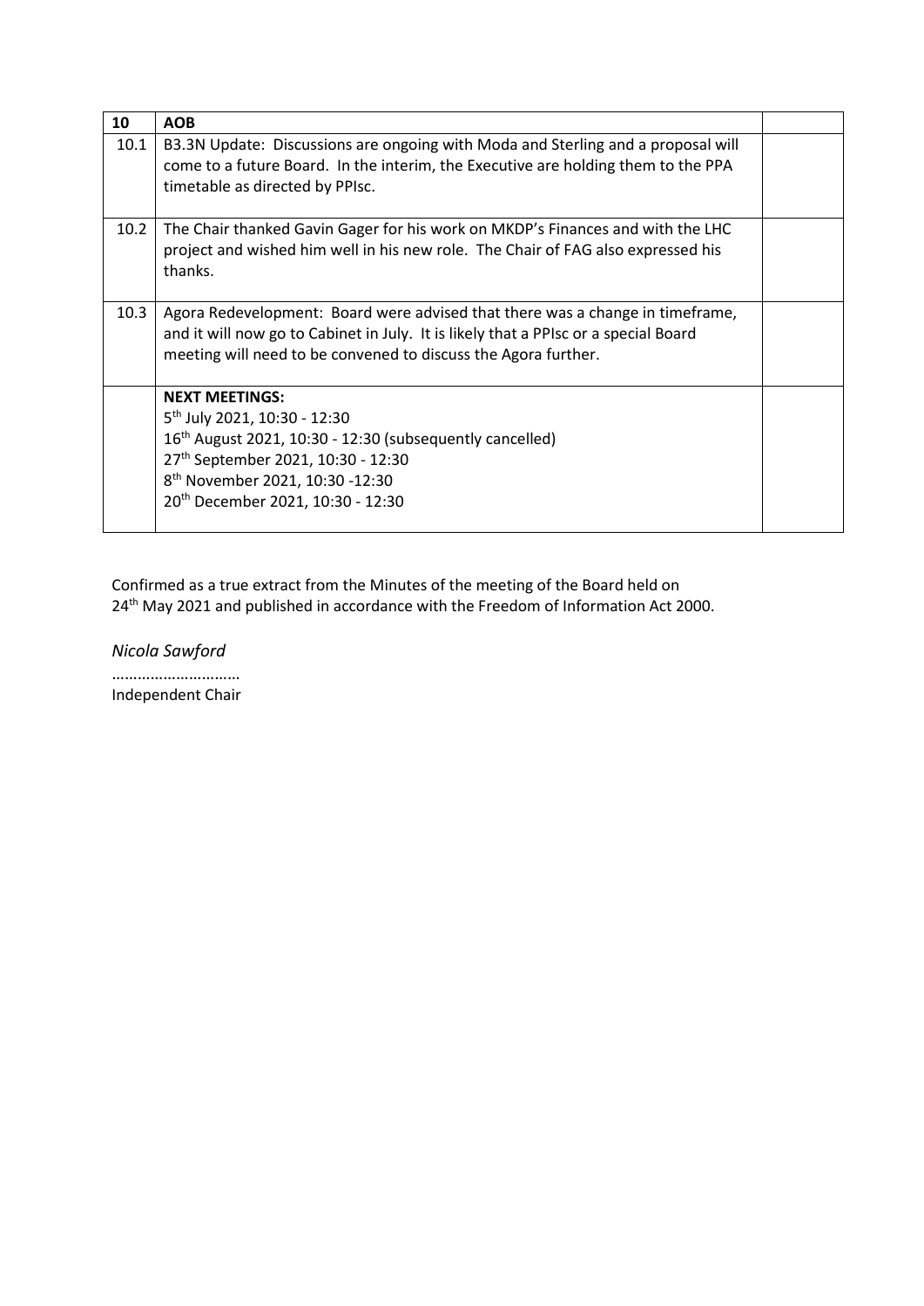| 10 | AOB | |
| --- | --- | --- |
| 10.1 | B3.3N Update: Discussions are ongoing with Moda and Sterling and a proposal will come to a future Board. In the interim, the Executive are holding them to the PPA timetable as directed by PPIsc. | |
| 10.2 | The Chair thanked Gavin Gager for his work on MKDP's Finances and with the LHC project and wished him well in his new role. The Chair of FAG also expressed his thanks. | |
| 10.3 | Agora Redevelopment: Board were advised that there was a change in timeframe, and it will now go to Cabinet in July. It is likely that a PPIsc or a special Board meeting will need to be convened to discuss the Agora further. | |
| | **NEXT MEETINGS:**<br>5th July 2021, 10:30 - 12:30<br>16th August 2021, 10:30 - 12:30 (subsequently cancelled)<br>27th September 2021, 10:30 - 12:30<br>8th November 2021, 10:30 -12:30<br>20th December 2021, 10:30 - 12:30 | |

Confirmed as a true extract from the Minutes of the meeting of the Board held on 24th May 2021 and published in accordance with the Freedom of Information Act 2000.

*Nicola Sawford*

…………………………
Independent Chair